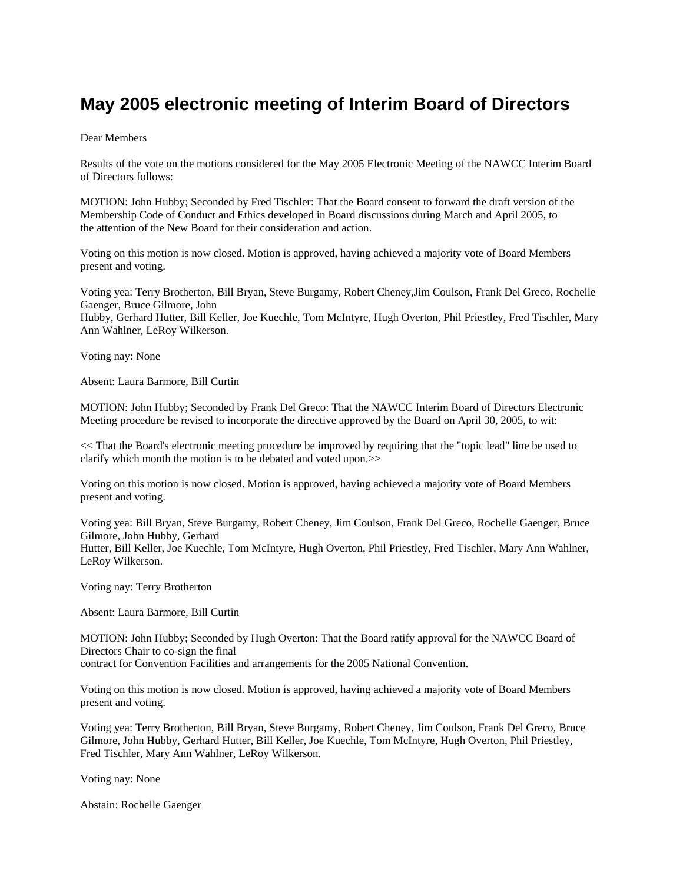# May 2005 electronic meeting of Interim Board of Directors

Dear Members

Results of the vote on the motions considered for the May 2005 Electronic Meeting of the NAWCC Interim Board of Directors follows:

MOTION: John Hubby; Seconded by Fred Tischler: That the Board consent to forward the draft version of the Membership Code of Conduct and Ethics developed in Board discussions during March and April 2005, to the attention of the New Board for their consideration and action.

Voting on this motion is now closed. Motion is approved, having achieved a majority vote of Board Members present and voting.

Voting yea: Terry Brotherton, Bill Bryan, Steve Burgamy, Robert Cheney,Jim Coulson, Frank Del Greco, Rochelle Gaenger, Bruce Gilmore, John Hubby, Gerhard Hutter, Bill Keller, Joe Kuechle, Tom McIntyre, Hugh Overton, Phil Priestley, Fred Tischler, Mary Ann Wahlner, LeRoy Wilkerson.

Voting nay: None

Absent: Laura Barmore, Bill Curtin

MOTION: John Hubby; Seconded by Frank Del Greco: That the NAWCC Interim Board of Directors Electronic Meeting procedure be revised to incorporate the directive approved by the Board on April 30, 2005, to wit:

<< That the Board's electronic meeting procedure be improved by requiring that the "topic lead" line be used to clarify which month the motion is to be debated and voted upon.>>

Voting on this motion is now closed. Motion is approved, having achieved a majority vote of Board Members present and voting.

Voting yea: Bill Bryan, Steve Burgamy, Robert Cheney, Jim Coulson, Frank Del Greco, Rochelle Gaenger, Bruce Gilmore, John Hubby, Gerhard Hutter, Bill Keller, Joe Kuechle, Tom McIntyre, Hugh Overton, Phil Priestley, Fred Tischler, Mary Ann Wahlner, LeRoy Wilkerson.

Voting nay: Terry Brotherton

Absent: Laura Barmore, Bill Curtin

MOTION: John Hubby; Seconded by Hugh Overton: That the Board ratify approval for the NAWCC Board of Directors Chair to co-sign the final contract for Convention Facilities and arrangements for the 2005 National Convention.

Voting on this motion is now closed. Motion is approved, having achieved a majority vote of Board Members present and voting.

Voting yea: Terry Brotherton, Bill Bryan, Steve Burgamy, Robert Cheney, Jim Coulson, Frank Del Greco, Bruce Gilmore, John Hubby, Gerhard Hutter, Bill Keller, Joe Kuechle, Tom McIntyre, Hugh Overton, Phil Priestley, Fred Tischler, Mary Ann Wahlner, LeRoy Wilkerson.

Voting nay: None

Abstain: Rochelle Gaenger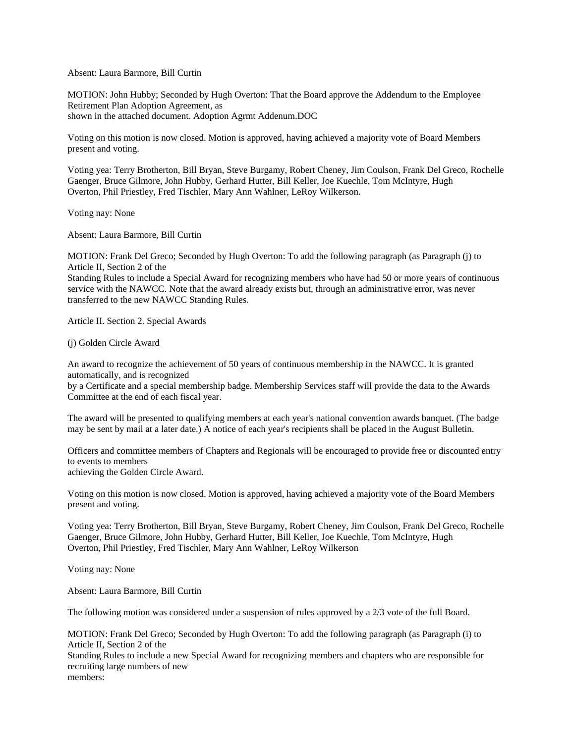Absent: Laura Barmore, Bill Curtin

MOTION: John Hubby; Seconded by Hugh Overton: That the Board approve the Addendum to the Employee Retirement Plan Adoption Agreement, as shown in the attached document. Adoption Agrmt Addenum.DOC

Voting on this motion is now closed. Motion is approved, having achieved a majority vote of Board Members present and voting.

Voting yea: Terry Brotherton, Bill Bryan, Steve Burgamy, Robert Cheney, Jim Coulson, Frank Del Greco, Rochelle Gaenger, Bruce Gilmore, John Hubby, Gerhard Hutter, Bill Keller, Joe Kuechle, Tom McIntyre, Hugh Overton, Phil Priestley, Fred Tischler, Mary Ann Wahlner, LeRoy Wilkerson.

Voting nay: None

Absent: Laura Barmore, Bill Curtin

MOTION: Frank Del Greco; Seconded by Hugh Overton: To add the following paragraph (as Paragraph (j) to Article II, Section 2 of the Standing Rules to include a Special Award for recognizing members who have had 50 or more years of continuous service with the NAWCC. Note that the award already exists but, through an administrative error, was never transferred to the new NAWCC Standing Rules.

Article II. Section 2. Special Awards

(j) Golden Circle Award

An award to recognize the achievement of 50 years of continuous membership in the NAWCC. It is granted automatically, and is recognized by a Certificate and a special membership badge. Membership Services staff will provide the data to the Awards Committee at the end of each fiscal year.

The award will be presented to qualifying members at each year's national convention awards banquet. (The badge may be sent by mail at a later date.) A notice of each year's recipients shall be placed in the August Bulletin.

Officers and committee members of Chapters and Regionals will be encouraged to provide free or discounted entry to events to members achieving the Golden Circle Award.

Voting on this motion is now closed. Motion is approved, having achieved a majority vote of the Board Members present and voting.

Voting yea: Terry Brotherton, Bill Bryan, Steve Burgamy, Robert Cheney, Jim Coulson, Frank Del Greco, Rochelle Gaenger, Bruce Gilmore, John Hubby, Gerhard Hutter, Bill Keller, Joe Kuechle, Tom McIntyre, Hugh Overton, Phil Priestley, Fred Tischler, Mary Ann Wahlner, LeRoy Wilkerson

Voting nay: None

Absent: Laura Barmore, Bill Curtin

The following motion was considered under a suspension of rules approved by a 2/3 vote of the full Board.

MOTION: Frank Del Greco; Seconded by Hugh Overton: To add the following paragraph (as Paragraph (i) to Article II, Section 2 of the Standing Rules to include a new Special Award for recognizing members and chapters who are responsible for recruiting large numbers of new members: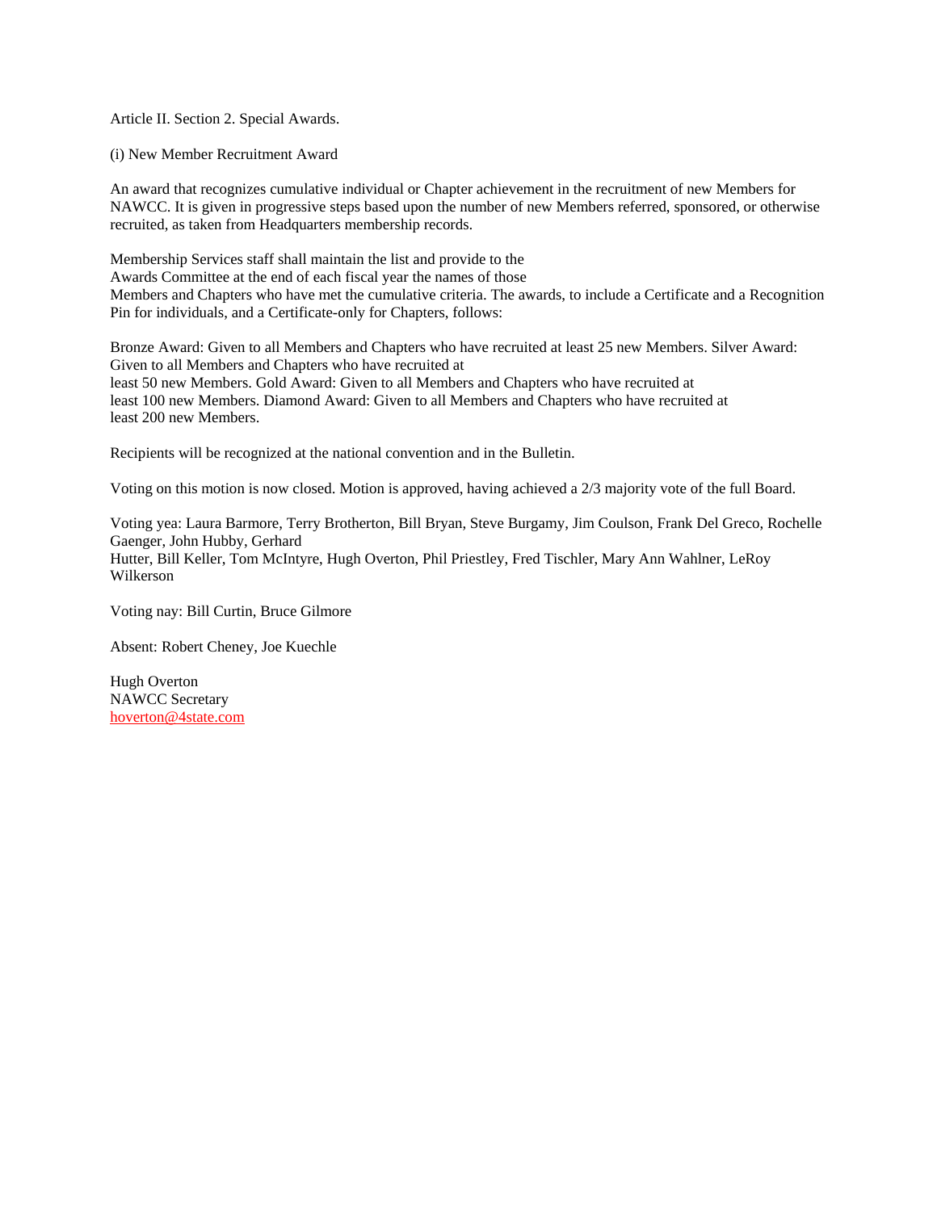Article II. Section 2. Special Awards.

(i) New Member Recruitment Award

An award that recognizes cumulative individual or Chapter achievement in the recruitment of new Members for NAWCC. It is given in progressive steps based upon the number of new Members referred, sponsored, or otherwise recruited, as taken from Headquarters membership records.

Membership Services staff shall maintain the list and provide to the Awards Committee at the end of each fiscal year the names of those Members and Chapters who have met the cumulative criteria. The awards, to include a Certificate and a Recognition Pin for individuals, and a Certificate-only for Chapters, follows:

Bronze Award: Given to all Members and Chapters who have recruited at least 25 new Members. Silver Award: Given to all Members and Chapters who have recruited at least 50 new Members. Gold Award: Given to all Members and Chapters who have recruited at least 100 new Members. Diamond Award: Given to all Members and Chapters who have recruited at least 200 new Members.

Recipients will be recognized at the national convention and in the Bulletin.

Voting on this motion is now closed. Motion is approved, having achieved a 2/3 majority vote of the full Board.

Voting yea: Laura Barmore, Terry Brotherton, Bill Bryan, Steve Burgamy, Jim Coulson, Frank Del Greco, Rochelle Gaenger, John Hubby, Gerhard Hutter, Bill Keller, Tom McIntyre, Hugh Overton, Phil Priestley, Fred Tischler, Mary Ann Wahlner, LeRoy Wilkerson

Voting nay: Bill Curtin, Bruce Gilmore

Absent: Robert Cheney, Joe Kuechle

Hugh Overton
NAWCC Secretary
hoverton@4state.com